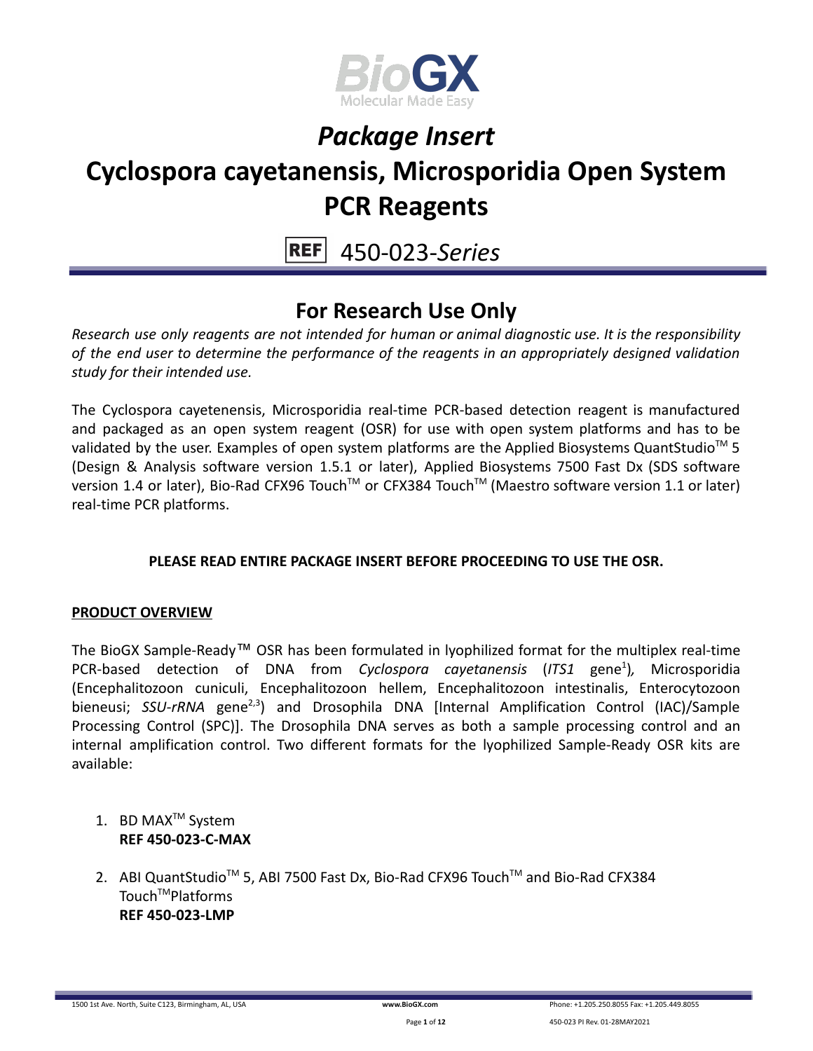BioGX
Molecular Made Easy

# *Package Insert*

# Cyclospora cayetanensis, Microsporidia Open System PCR Reagents

REF 450-023-*Series*

## For Research Use Only

*Research use only reagents are not intended for human or animal diagnostic use. It is the responsibility of the end user to determine the performance of the reagents in an appropriately designed validation study for their intended use.*

The Cyclospora cayetenensis, Microsporidia real-time PCR-based detection reagent is manufactured and packaged as an open system reagent (OSR) for use with open system platforms and has to be validated by the user. Examples of open system platforms are the Applied Biosystems QuantStudio™ 5 (Design & Analysis software version 1.5.1 or later), Applied Biosystems 7500 Fast Dx (SDS software version 1.4 or later), Bio-Rad CFX96 Touch™ or CFX384 Touch™ (Maestro software version 1.1 or later) real-time PCR platforms.

**PLEASE READ ENTIRE PACKAGE INSERT BEFORE PROCEEDING TO USE THE OSR.**

**PRODUCT OVERVIEW**

The BioGX Sample-Ready™ OSR has been formulated in lyophilized format for the multiplex real-time PCR-based detection of DNA from *Cyclospora cayetanensis* (*ITS1* gene[1]), Microsporidia (Encephalitozoon cuniculi, Encephalitozoon hellem, Encephalitozoon intestinalis, Enterocytozoon bieneusi; *SSU-rRNA* gene[2,3]) and Drosophila DNA [Internal Amplification Control (IAC)/Sample Processing Control (SPC)]. The Drosophila DNA serves as both a sample processing control and an internal amplification control. Two different formats for the lyophilized Sample-Ready OSR kits are available:

1. BD MAX™ System
   **REF 450-023-C-MAX**

2. ABI QuantStudio™ 5, ABI 7500 Fast Dx, Bio-Rad CFX96 Touch™ and Bio-Rad CFX384 Touch™ Platforms
   **REF 450-023-LMP**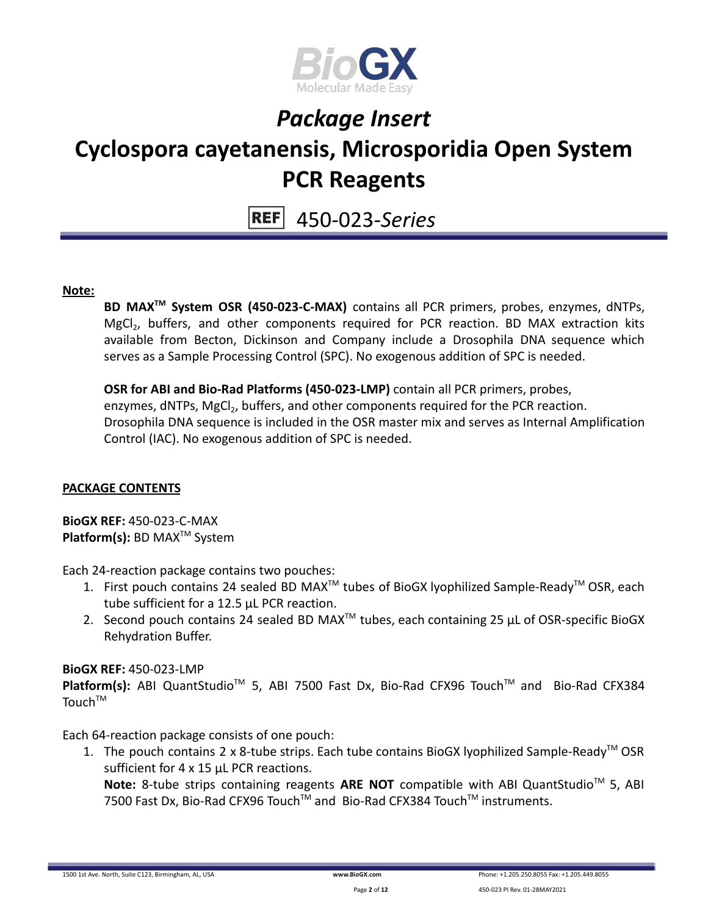# *Package Insert*

# Cyclospora cayetanensis, Microsporidia Open System PCR Reagents

**REF** 450-023-*Series*

**Note:**

**BD MAX™ System OSR (450-023-C-MAX)** contains all PCR primers, probes, enzymes, dNTPs, $MgCl_2$, buffers, and other components required for PCR reaction. BD MAX extraction kits available from Becton, Dickinson and Company include a Drosophila DNA sequence which serves as a Sample Processing Control (SPC). No exogenous addition of SPC is needed.

**OSR for ABI and Bio-Rad Platforms (450-023-LMP)** contain all PCR primers, probes, enzymes, dNTPs, $MgCl_2$, buffers, and other components required for the PCR reaction. Drosophila DNA sequence is included in the OSR master mix and serves as Internal Amplification Control (IAC). No exogenous addition of SPC is needed.

## PACKAGE CONTENTS

**BioGX REF:** 450-023-C-MAX
**Platform(s):** BD MAX™ System

Each 24-reaction package contains two pouches:

1. First pouch contains 24 sealed BD MAX™ tubes of BioGX lyophilized Sample-Ready™ OSR, each tube sufficient for a 12.5 µL PCR reaction.
2. Second pouch contains 24 sealed BD MAX™ tubes, each containing 25 µL of OSR-specific BioGX Rehydration Buffer.

**BioGX REF:** 450-023-LMP
**Platform(s):** ABI QuantStudio™ 5, ABI 7500 Fast Dx, Bio-Rad CFX96 Touch™ and Bio-Rad CFX384 Touch™

Each 64-reaction package consists of one pouch:

1. The pouch contains 2 x 8-tube strips. Each tube contains BioGX lyophilized Sample-Ready™ OSR sufficient for 4 x 15 µL PCR reactions.
   **Note:** 8-tube strips containing reagents **ARE NOT** compatible with ABI QuantStudio™ 5, ABI 7500 Fast Dx, Bio-Rad CFX96 Touch™ and Bio-Rad CFX384 Touch™ instruments.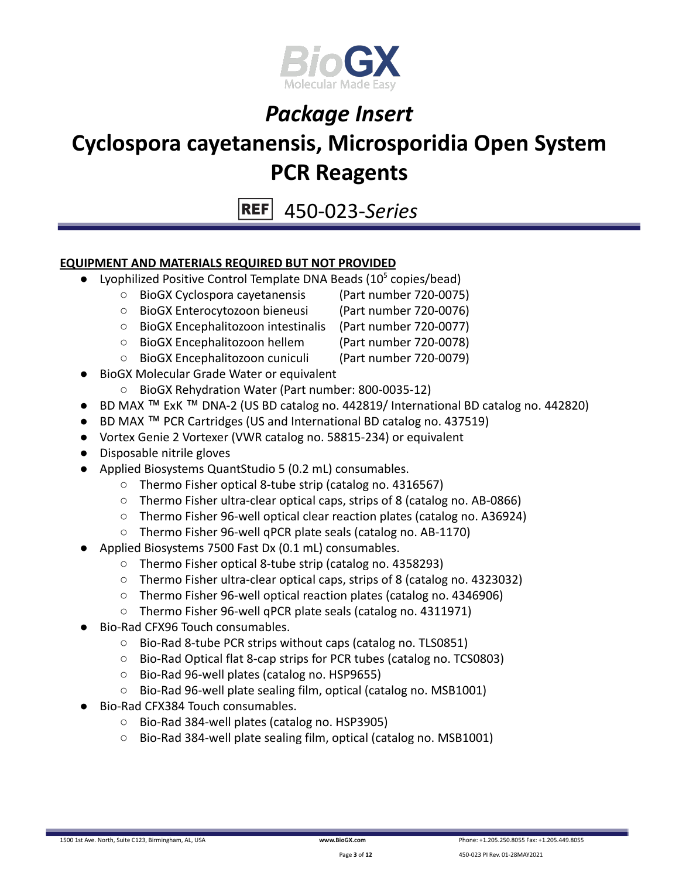# Package Insert

# Cyclospora cayetanensis, Microsporidia Open System PCR Reagents

REF 450-023-*Series*

**EQUIPMENT AND MATERIALS REQUIRED BUT NOT PROVIDED**

- Lyophilized Positive Control Template DNA Beads ($10^5$ copies/bead)
  - BioGX Cyclospora cayetanensis (Part number 720-0075)
  - BioGX Enterocytozoon bieneusi (Part number 720-0076)
  - BioGX Encephalitozoon intestinalis (Part number 720-0077)
  - BioGX Encephalitozoon hellem (Part number 720-0078)
  - BioGX Encephalitozoon cuniculi (Part number 720-0079)
- BioGX Molecular Grade Water or equivalent
  - BioGX Rehydration Water (Part number: 800-0035-12)
- BD MAX ™ ExK ™ DNA-2 (US BD catalog no. 442819/ International BD catalog no. 442820)
- BD MAX ™ PCR Cartridges (US and International BD catalog no. 437519)
- Vortex Genie 2 Vortexer (VWR catalog no. 58815-234) or equivalent
- Disposable nitrile gloves
- Applied Biosystems QuantStudio 5 (0.2 mL) consumables.
  - Thermo Fisher optical 8-tube strip (catalog no. 4316567)
  - Thermo Fisher ultra-clear optical caps, strips of 8 (catalog no. AB-0866)
  - Thermo Fisher 96-well optical clear reaction plates (catalog no. A36924)
  - Thermo Fisher 96-well qPCR plate seals (catalog no. AB-1170)
- Applied Biosystems 7500 Fast Dx (0.1 mL) consumables.
  - Thermo Fisher optical 8-tube strip (catalog no. 4358293)
  - Thermo Fisher ultra-clear optical caps, strips of 8 (catalog no. 4323032)
  - Thermo Fisher 96-well optical reaction plates (catalog no. 4346906)
  - Thermo Fisher 96-well qPCR plate seals (catalog no. 4311971)
- Bio-Rad CFX96 Touch consumables.
  - Bio-Rad 8-tube PCR strips without caps (catalog no. TLS0851)
  - Bio-Rad Optical flat 8-cap strips for PCR tubes (catalog no. TCS0803)
  - Bio-Rad 96-well plates (catalog no. HSP9655)
  - Bio-Rad 96-well plate sealing film, optical (catalog no. MSB1001)
- Bio-Rad CFX384 Touch consumables.
  - Bio-Rad 384-well plates (catalog no. HSP3905)
  - Bio-Rad 384-well plate sealing film, optical (catalog no. MSB1001)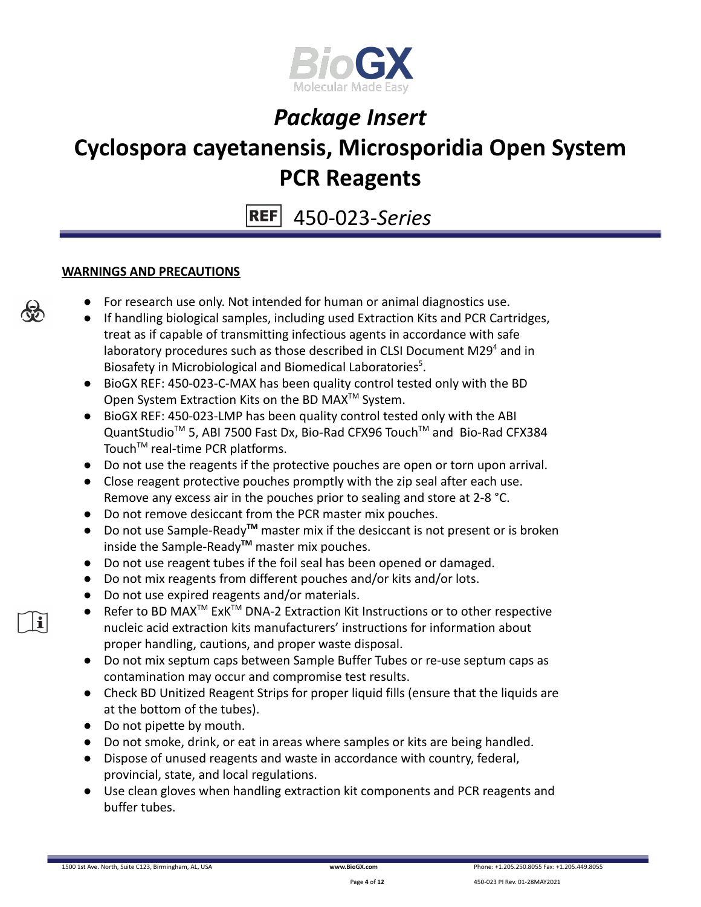# Package Insert

# Cyclospora cayetanensis, Microsporidia Open System PCR Reagents

REF 450-023-*Series*

**WARNINGS AND PRECAUTIONS**

- For research use only. Not intended for human or animal diagnostics use.
- If handling biological samples, including used Extraction Kits and PCR Cartridges, treat as if capable of transmitting infectious agents in accordance with safe laboratory procedures such as those described in CLSI Document M29[4] and in Biosafety in Microbiological and Biomedical Laboratories[5].
- BioGX REF: 450-023-C-MAX has been quality control tested only with the BD Open System Extraction Kits on the BD MAX™ System.
- BioGX REF: 450-023-LMP has been quality control tested only with the ABI QuantStudio™ 5, ABI 7500 Fast Dx, Bio-Rad CFX96 Touch™ and Bio-Rad CFX384 Touch™ real-time PCR platforms.
- Do not use the reagents if the protective pouches are open or torn upon arrival.
- Close reagent protective pouches promptly with the zip seal after each use. Remove any excess air in the pouches prior to sealing and store at 2-8 °C.
- Do not remove desiccant from the PCR master mix pouches.
- Do not use Sample-Ready**™** master mix if the desiccant is not present or is broken inside the Sample-Ready**™** master mix pouches.
- Do not use reagent tubes if the foil seal has been opened or damaged.
- Do not mix reagents from different pouches and/or kits and/or lots.
- Do not use expired reagents and/or materials.
- Refer to BD MAX™ ExK™ DNA-2 Extraction Kit Instructions or to other respective nucleic acid extraction kits manufacturers' instructions for information about proper handling, cautions, and proper waste disposal.
- Do not mix septum caps between Sample Buffer Tubes or re-use septum caps as contamination may occur and compromise test results.
- Check BD Unitized Reagent Strips for proper liquid fills (ensure that the liquids are at the bottom of the tubes).
- Do not pipette by mouth.
- Do not smoke, drink, or eat in areas where samples or kits are being handled.
- Dispose of unused reagents and waste in accordance with country, federal, provincial, state, and local regulations.
- Use clean gloves when handling extraction kit components and PCR reagents and buffer tubes.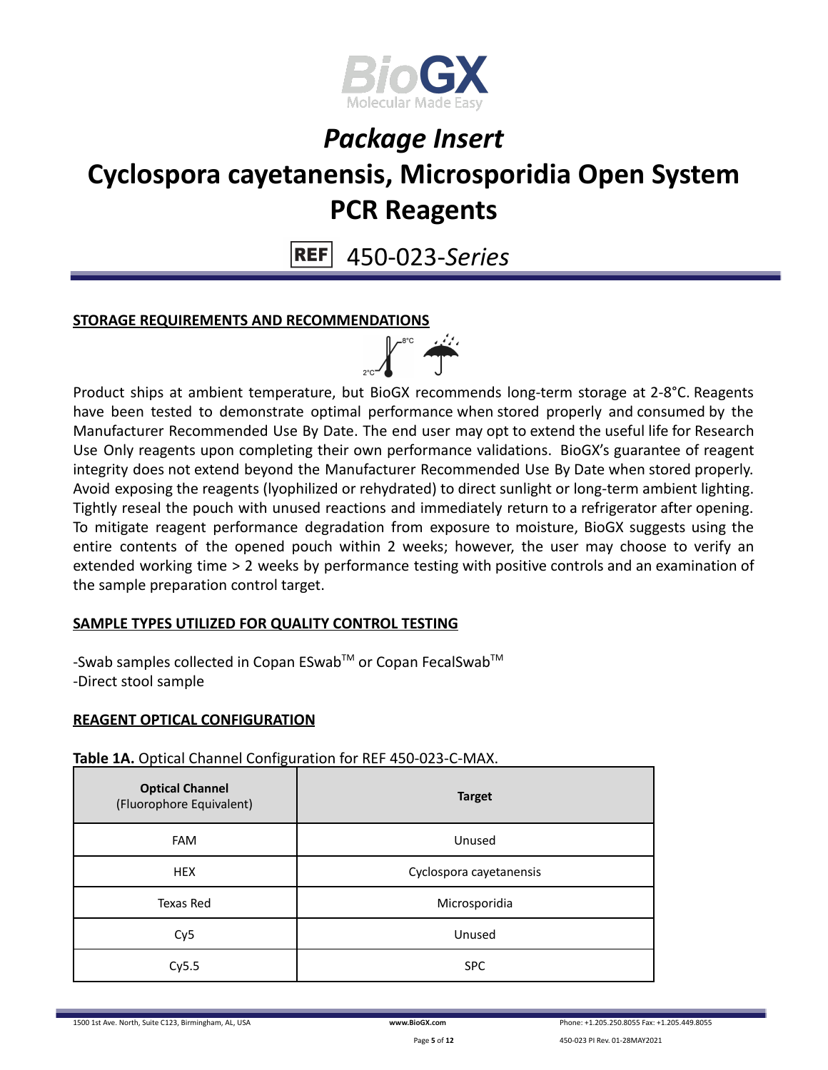# Package Insert

# Cyclospora cayetanensis, Microsporidia Open System PCR Reagents

REF 450-023-*Series*

## STORAGE REQUIREMENTS AND RECOMMENDATIONS

Product ships at ambient temperature, but BioGX recommends long-term storage at 2-8°C. Reagents have been tested to demonstrate optimal performance when stored properly and consumed by the Manufacturer Recommended Use By Date. The end user may opt to extend the useful life for Research Use Only reagents upon completing their own performance validations. BioGX's guarantee of reagent integrity does not extend beyond the Manufacturer Recommended Use By Date when stored properly. Avoid exposing the reagents (lyophilized or rehydrated) to direct sunlight or long-term ambient lighting. Tightly reseal the pouch with unused reactions and immediately return to a refrigerator after opening. To mitigate reagent performance degradation from exposure to moisture, BioGX suggests using the entire contents of the opened pouch within 2 weeks; however, the user may choose to verify an extended working time > 2 weeks by performance testing with positive controls and an examination of the sample preparation control target.

## SAMPLE TYPES UTILIZED FOR QUALITY CONTROL TESTING

-Swab samples collected in Copan ESwab™ or Copan FecalSwab™
-Direct stool sample

## REAGENT OPTICAL CONFIGURATION

**Table 1A.** Optical Channel Configuration for REF 450-023-C-MAX.

| **Optical Channel** (Fluorophore Equivalent) | **Target** |
|---|---|
| FAM | Unused |
| HEX | Cyclospora cayetanensis |
| Texas Red | Microsporidia |
| Cy5 | Unused |
| Cy5.5 | SPC |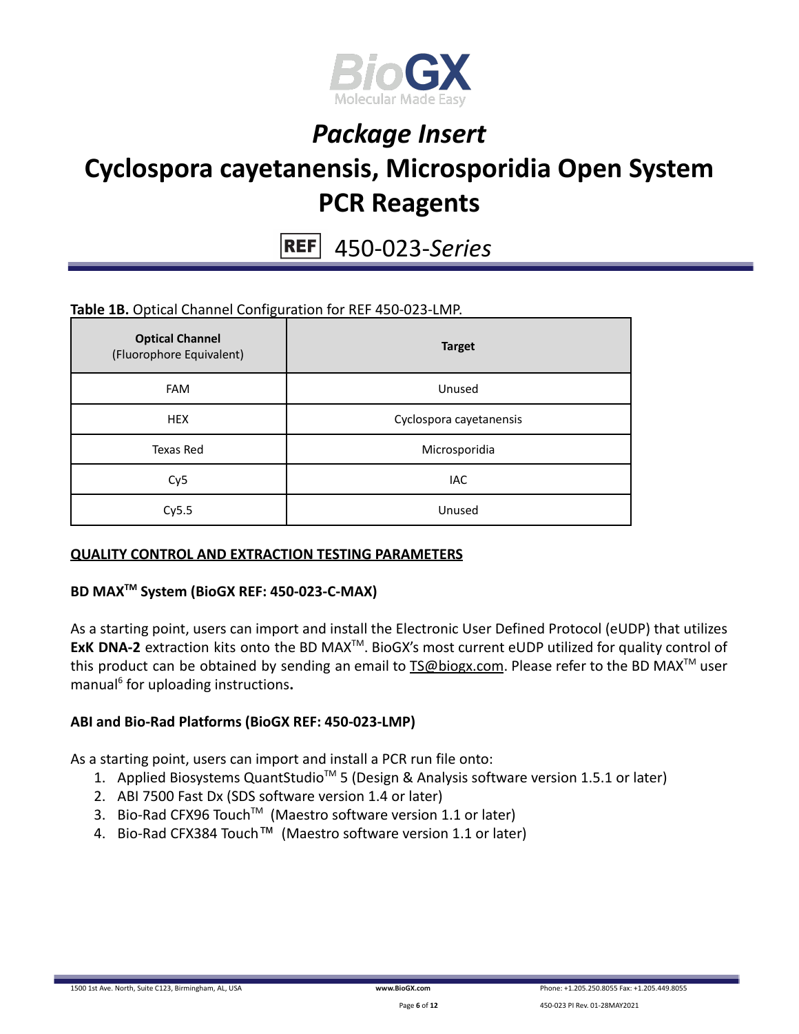# Package Insert

# Cyclospora cayetanensis, Microsporidia Open System PCR Reagents

REF 450-023-*Series*

**Table 1B.** Optical Channel Configuration for REF 450-023-LMP.

| **Optical Channel** (Fluorophore Equivalent) | **Target** |
|---|---|
| FAM | Unused |
| HEX | Cyclospora cayetanensis |
| Texas Red | Microsporidia |
| Cy5 | IAC |
| Cy5.5 | Unused |

## QUALITY CONTROL AND EXTRACTION TESTING PARAMETERS

### BD MAX™ System (BioGX REF: 450-023-C-MAX)

As a starting point, users can import and install the Electronic User Defined Protocol (eUDP) that utilizes **ExK DNA-2** extraction kits onto the BD MAX™. BioGX's most current eUDP utilized for quality control of this product can be obtained by sending an email to TS@biogx.com. Please refer to the BD MAX™ user manual[6] for uploading instructions**.**

### ABI and Bio-Rad Platforms (BioGX REF: 450-023-LMP)

As a starting point, users can import and install a PCR run file onto:

1. Applied Biosystems QuantStudio™ 5 (Design & Analysis software version 1.5.1 or later)
2. ABI 7500 Fast Dx (SDS software version 1.4 or later)
3. Bio-Rad CFX96 Touch™ (Maestro software version 1.1 or later)
4. Bio-Rad CFX384 Touch™ (Maestro software version 1.1 or later)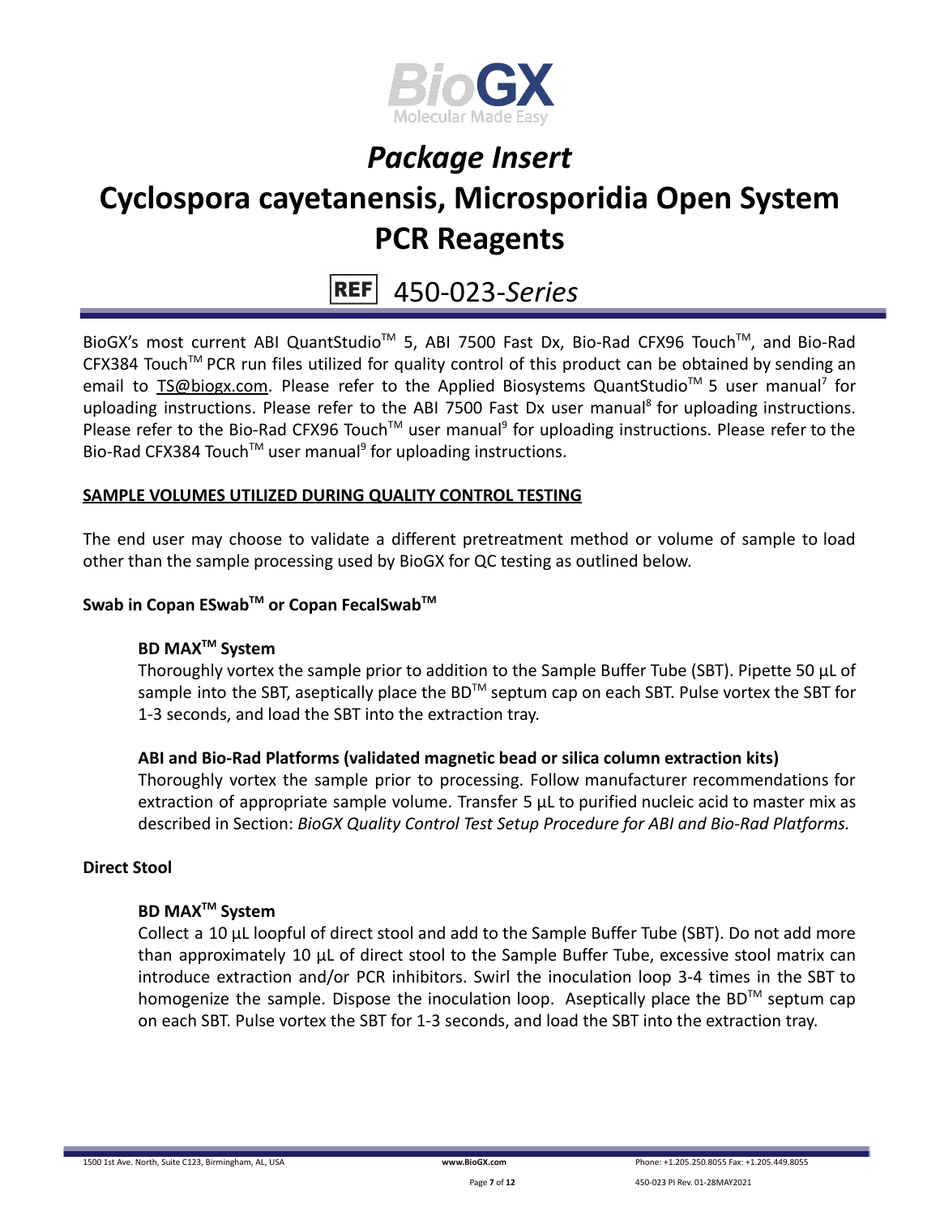# *Package Insert*

# Cyclospora cayetanensis, Microsporidia Open System PCR Reagents

## REF 450-023-*Series*

BioGX's most current ABI QuantStudio™ 5, ABI 7500 Fast Dx, Bio-Rad CFX96 Touch™, and Bio-Rad CFX384 Touch™ PCR run files utilized for quality control of this product can be obtained by sending an email to TS@biogx.com. Please refer to the Applied Biosystems QuantStudio™ 5 user manual[7] for uploading instructions. Please refer to the ABI 7500 Fast Dx user manual[8] for uploading instructions. Please refer to the Bio-Rad CFX96 Touch™ user manual[9] for uploading instructions. Please refer to the Bio-Rad CFX384 Touch™ user manual[9] for uploading instructions.

**SAMPLE VOLUMES UTILIZED DURING QUALITY CONTROL TESTING**

The end user may choose to validate a different pretreatment method or volume of sample to load other than the sample processing used by BioGX for QC testing as outlined below.

**Swab in Copan ESwab™ or Copan FecalSwab™**

**BD MAX™ System**

Thoroughly vortex the sample prior to addition to the Sample Buffer Tube (SBT). Pipette 50 µL of sample into the SBT, aseptically place the BD™ septum cap on each SBT. Pulse vortex the SBT for 1-3 seconds, and load the SBT into the extraction tray.

**ABI and Bio-Rad Platforms (validated magnetic bead or silica column extraction kits)**

Thoroughly vortex the sample prior to processing. Follow manufacturer recommendations for extraction of appropriate sample volume. Transfer 5 µL to purified nucleic acid to master mix as described in Section: *BioGX Quality Control Test Setup Procedure for ABI and Bio-Rad Platforms.*

**Direct Stool**

**BD MAX™ System**

Collect a 10 µL loopful of direct stool and add to the Sample Buffer Tube (SBT). Do not add more than approximately 10 µL of direct stool to the Sample Buffer Tube, excessive stool matrix can introduce extraction and/or PCR inhibitors. Swirl the inoculation loop 3-4 times in the SBT to homogenize the sample. Dispose the inoculation loop. Aseptically place the BD™ septum cap on each SBT. Pulse vortex the SBT for 1-3 seconds, and load the SBT into the extraction tray.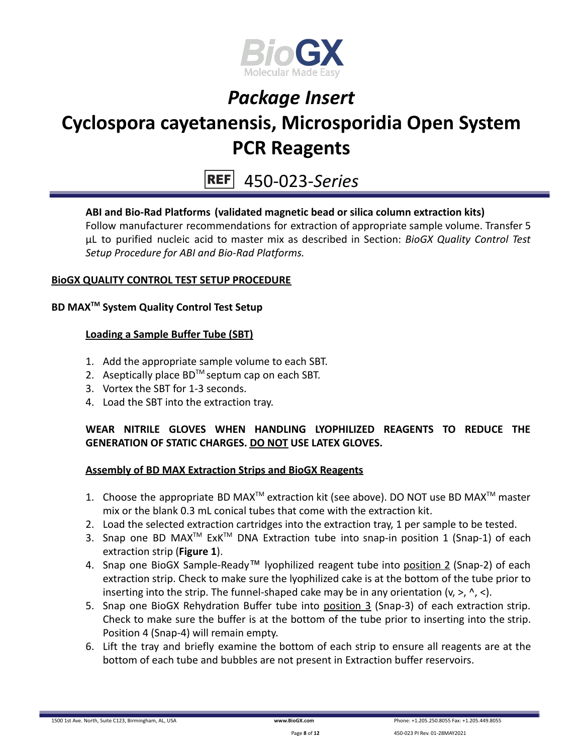**ABI and Bio-Rad Platforms (validated magnetic bead or silica column extraction kits)**

Follow manufacturer recommendations for extraction of appropriate sample volume. Transfer 5 µL to purified nucleic acid to master mix as described in Section: *BioGX Quality Control Test Setup Procedure for ABI and Bio-Rad Platforms.*

## BioGX QUALITY CONTROL TEST SETUP PROCEDURE

### BD MAX™ System Quality Control Test Setup

#### Loading a Sample Buffer Tube (SBT)

1. Add the appropriate sample volume to each SBT.
2. Aseptically place BD™ septum cap on each SBT.
3. Vortex the SBT for 1-3 seconds.
4. Load the SBT into the extraction tray.

**WEAR NITRILE GLOVES WHEN HANDLING LYOPHILIZED REAGENTS TO REDUCE THE GENERATION OF STATIC CHARGES. DO NOT USE LATEX GLOVES.**

#### Assembly of BD MAX Extraction Strips and BioGX Reagents

1. Choose the appropriate BD MAX™ extraction kit (see above). DO NOT use BD MAX™ master mix or the blank 0.3 mL conical tubes that come with the extraction kit.
2. Load the selected extraction cartridges into the extraction tray, 1 per sample to be tested.
3. Snap one BD MAX™ ExK™ DNA Extraction tube into snap-in position 1 (Snap-1) of each extraction strip (**Figure 1**).
4. Snap one BioGX Sample-Ready™ lyophilized reagent tube into position 2 (Snap-2) of each extraction strip. Check to make sure the lyophilized cake is at the bottom of the tube prior to inserting into the strip. The funnel-shaped cake may be in any orientation (v, >, ^, <).
5. Snap one BioGX Rehydration Buffer tube into position 3 (Snap-3) of each extraction strip. Check to make sure the buffer is at the bottom of the tube prior to inserting into the strip. Position 4 (Snap-4) will remain empty.
6. Lift the tray and briefly examine the bottom of each strip to ensure all reagents are at the bottom of each tube and bubbles are not present in Extraction buffer reservoirs.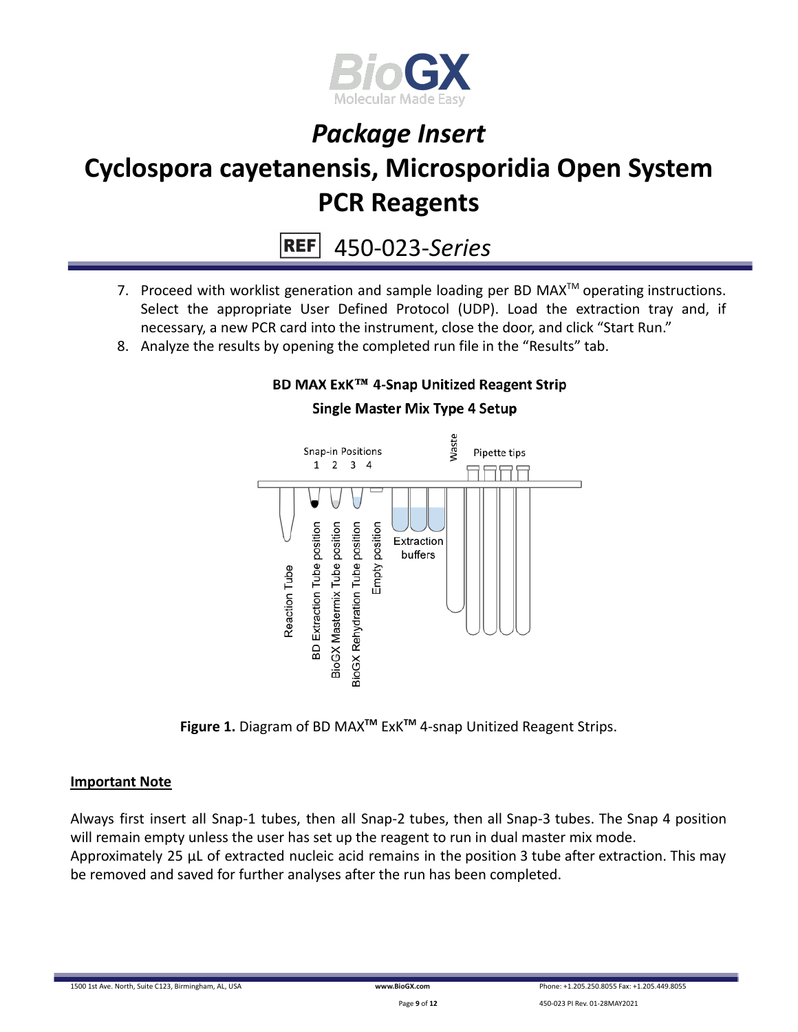7. Proceed with worklist generation and sample loading per BD MAX™ operating instructions. Select the appropriate User Defined Protocol (UDP). Load the extraction tray and, if necessary, a new PCR card into the instrument, close the door, and click "Start Run."
8. Analyze the results by opening the completed run file in the "Results" tab.

**BD MAX ExK™ 4-Snap Unitized Reagent Strip**

**Single Master Mix Type 4 Setup**

Snap-in Positions 1 2 3 4

Waste

Pipette tips

Reaction Tube

BD Extraction Tube position

BioGX Mastermix Tube position

BioGX Rehydration Tube position

Empty position

Extraction buffers

**Figure 1.** Diagram of BD MAX™ ExK™ 4-snap Unitized Reagent Strips.

## Important Note

Always first insert all Snap-1 tubes, then all Snap-2 tubes, then all Snap-3 tubes. The Snap 4 position will remain empty unless the user has set up the reagent to run in dual master mix mode.
Approximately 25 µL of extracted nucleic acid remains in the position 3 tube after extraction. This may be removed and saved for further analyses after the run has been completed.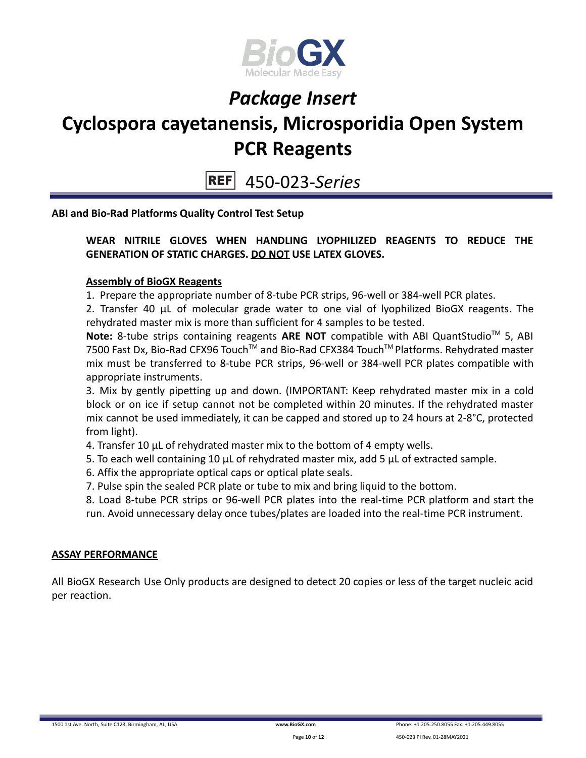# Package Insert

# Cyclospora cayetanensis, Microsporidia Open System PCR Reagents

REF 450-023-*Series*

**ABI and Bio-Rad Platforms Quality Control Test Setup**

**WEAR NITRILE GLOVES WHEN HANDLING LYOPHILIZED REAGENTS TO REDUCE THE GENERATION OF STATIC CHARGES. DO NOT USE LATEX GLOVES.**

**Assembly of BioGX Reagents**

1. Prepare the appropriate number of 8-tube PCR strips, 96-well or 384-well PCR plates.
2. Transfer 40 µL of molecular grade water to one vial of lyophilized BioGX reagents. The rehydrated master mix is more than sufficient for 4 samples to be tested.

**Note:** 8-tube strips containing reagents **ARE NOT** compatible with ABI QuantStudio™ 5, ABI 7500 Fast Dx, Bio-Rad CFX96 Touch™ and Bio-Rad CFX384 Touch™ Platforms. Rehydrated master mix must be transferred to 8-tube PCR strips, 96-well or 384-well PCR plates compatible with appropriate instruments.

3. Mix by gently pipetting up and down. (IMPORTANT: Keep rehydrated master mix in a cold block or on ice if setup cannot not be completed within 20 minutes. If the rehydrated master mix cannot be used immediately, it can be capped and stored up to 24 hours at 2-8°C, protected from light).
4. Transfer 10 µL of rehydrated master mix to the bottom of 4 empty wells.
5. To each well containing 10 µL of rehydrated master mix, add 5 µL of extracted sample.
6. Affix the appropriate optical caps or optical plate seals.
7. Pulse spin the sealed PCR plate or tube to mix and bring liquid to the bottom.
8. Load 8-tube PCR strips or 96-well PCR plates into the real-time PCR platform and start the run. Avoid unnecessary delay once tubes/plates are loaded into the real-time PCR instrument.

**ASSAY PERFORMANCE**

All BioGX Research Use Only products are designed to detect 20 copies or less of the target nucleic acid per reaction.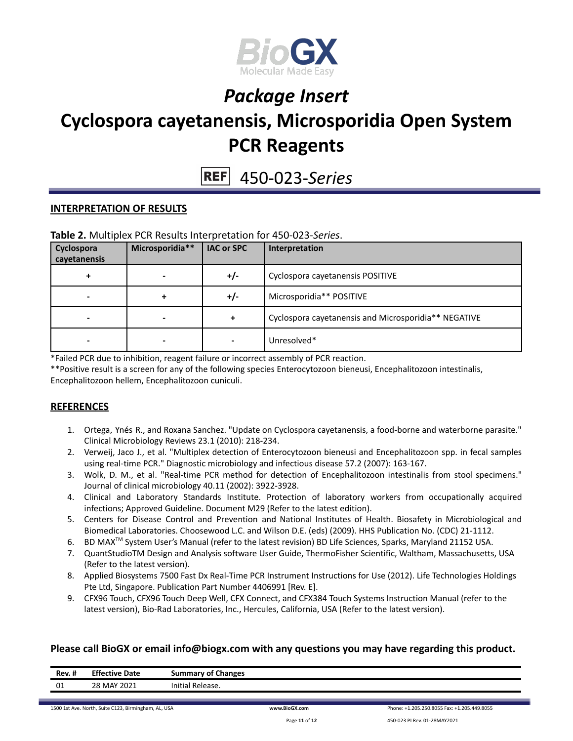# Package Insert

# Cyclospora cayetanensis, Microsporidia Open System PCR Reagents

REF 450-023-*Series*

## INTERPRETATION OF RESULTS

**Table 2.** Multiplex PCR Results Interpretation for 450-023-*Series*.

| Cyclospora cayetanensis | Microsporidia** | IAC or SPC | Interpretation |
|---|---|---|---|
| + | - | +/- | Cyclospora cayetanensis POSITIVE |
| - | + | +/- | Microsporidia** POSITIVE |
| - | - | + | Cyclospora cayetanensis and Microsporidia** NEGATIVE |
| - | - | - | Unresolved* |

*Failed PCR due to inhibition, reagent failure or incorrect assembly of PCR reaction.
**Positive result is a screen for any of the following species Enterocytozoon bieneusi, Encephalitozoon intestinalis, Encephalitozoon hellem, Encephalitozoon cuniculi.

## REFERENCES

1. Ortega, Ynés R., and Roxana Sanchez. "Update on Cyclospora cayetanensis, a food-borne and waterborne parasite." Clinical Microbiology Reviews 23.1 (2010): 218-234.
2. Verweij, Jaco J., et al. "Multiplex detection of Enterocytozoon bieneusi and Encephalitozoon spp. in fecal samples using real-time PCR." Diagnostic microbiology and infectious disease 57.2 (2007): 163-167.
3. Wolk, D. M., et al. "Real-time PCR method for detection of Encephalitozoon intestinalis from stool specimens." Journal of clinical microbiology 40.11 (2002): 3922-3928.
4. Clinical and Laboratory Standards Institute. Protection of laboratory workers from occupationally acquired infections; Approved Guideline. Document M29 (Refer to the latest edition).
5. Centers for Disease Control and Prevention and National Institutes of Health. Biosafety in Microbiological and Biomedical Laboratories. Choosewood L.C. and Wilson D.E. (eds) (2009). HHS Publication No. (CDC) 21-1112.
6. BD MAX™ System User's Manual (refer to the latest revision) BD Life Sciences, Sparks, Maryland 21152 USA.
7. QuantStudioTM Design and Analysis software User Guide, ThermoFisher Scientific, Waltham, Massachusetts, USA (Refer to the latest version).
8. Applied Biosystems 7500 Fast Dx Real-Time PCR Instrument Instructions for Use (2012). Life Technologies Holdings Pte Ltd, Singapore. Publication Part Number 4406991 [Rev. E].
9. CFX96 Touch, CFX96 Touch Deep Well, CFX Connect, and CFX384 Touch Systems Instruction Manual (refer to the latest version), Bio-Rad Laboratories, Inc., Hercules, California, USA (Refer to the latest version).

**Please call BioGX or email info@biogx.com with any questions you may have regarding this product.**

| Rev. # | Effective Date | Summary of Changes |
|---|---|---|
| 01 | 28 MAY 2021 | Initial Release. |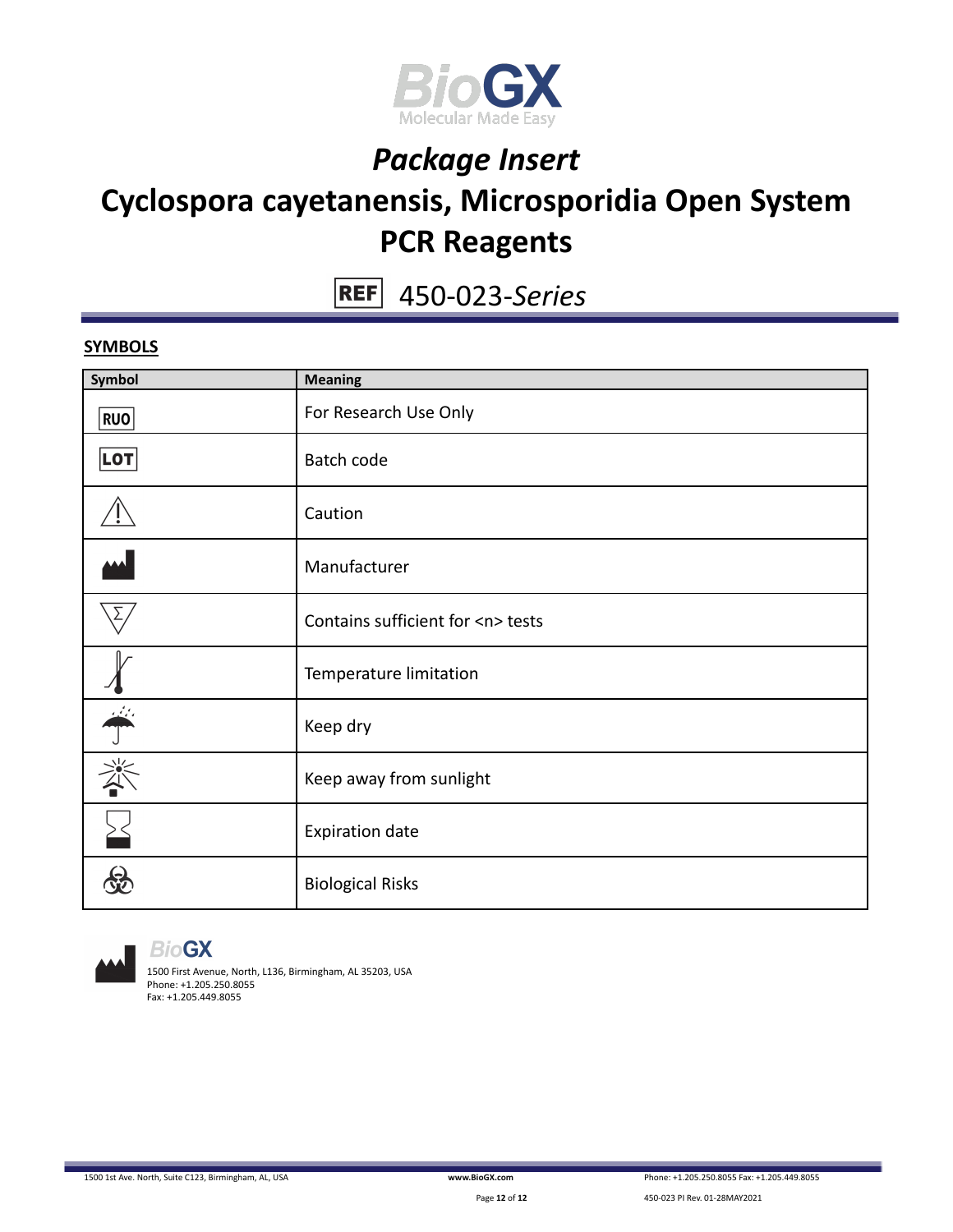BioGX
Molecular Made Easy

# *Package Insert*

# Cyclospora cayetanensis, Microsporidia Open System PCR Reagents

REF 450-023-*Series*

## SYMBOLS

| Symbol | Meaning |
|---|---|
| RUO | For Research Use Only |
| LOT | Batch code |
| ⚠ | Caution |
| | Manufacturer |
| Σ | Contains sufficient for <n> tests |
| | Temperature limitation |
| | Keep dry |
| | Keep away from sunlight |
| | Expiration date |
| ☣ | Biological Risks |

BioGX
1500 First Avenue, North, L136, Birmingham, AL 35203, USA
Phone: +1.205.250.8055
Fax: +1.205.449.8055